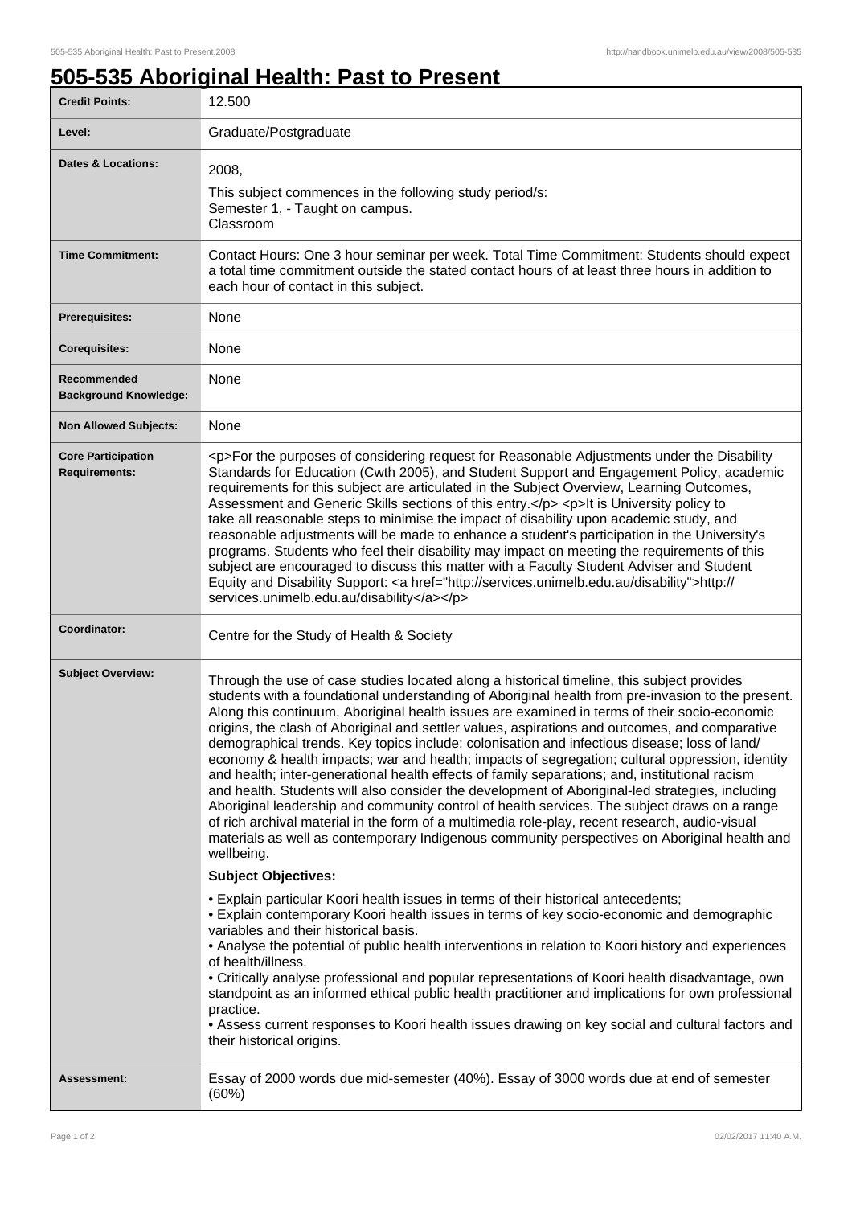# 505-535 Aboriginal Health: Past to Present

| **Credit Points:** | 12.500 |
|---|---|
| **Level:** | Graduate/Postgraduate |
| **Dates & Locations:** | 2008,<br>This subject commences in the following study period/s:<br>Semester 1, - Taught on campus.<br>Classroom |
| **Time Commitment:** | Contact Hours: One 3 hour seminar per week. Total Time Commitment: Students should expect a total time commitment outside the stated contact hours of at least three hours in addition to each hour of contact in this subject. |
| **Prerequisites:** | None |
| **Corequisites:** | None |
| **Recommended Background Knowledge:** | None |
| **Non Allowed Subjects:** | None |
| **Core Participation Requirements:** | <p>For the purposes of considering request for Reasonable Adjustments under the Disability Standards for Education (Cwth 2005), and Student Support and Engagement Policy, academic requirements for this subject are articulated in the Subject Overview, Learning Outcomes, Assessment and Generic Skills sections of this entry.</p> <p>It is University policy to take all reasonable steps to minimise the impact of disability upon academic study, and reasonable adjustments will be made to enhance a student's participation in the University's programs. Students who feel their disability may impact on meeting the requirements of this subject are encouraged to discuss this matter with a Faculty Student Adviser and Student Equity and Disability Support: <a href="http://services.unimelb.edu.au/disability">http://services.unimelb.edu.au/disability</a></p> |
| **Coordinator:** | Centre for the Study of Health & Society |
| **Subject Overview:** | Through the use of case studies located along a historical timeline, this subject provides students with a foundational understanding of Aboriginal health from pre-invasion to the present. Along this continuum, Aboriginal health issues are examined in terms of their socio-economic origins, the clash of Aboriginal and settler values, aspirations and outcomes, and comparative demographical trends. Key topics include: colonisation and infectious disease; loss of land/economy & health impacts; war and health; impacts of segregation; cultural oppression, identity and health; inter-generational health effects of family separations; and, institutional racism and health. Students will also consider the development of Aboriginal-led strategies, including Aboriginal leadership and community control of health services. The subject draws on a range of rich archival material in the form of a multimedia role-play, recent research, audio-visual materials as well as contemporary Indigenous community perspectives on Aboriginal health and wellbeing.<br>**Subject Objectives:**<br>• Explain particular Koori health issues in terms of their historical antecedents;<br>• Explain contemporary Koori health issues in terms of key socio-economic and demographic variables and their historical basis.<br>• Analyse the potential of public health interventions in relation to Koori history and experiences of health/illness.<br>• Critically analyse professional and popular representations of Koori health disadvantage, own standpoint as an informed ethical public health practitioner and implications for own professional practice.<br>• Assess current responses to Koori health issues drawing on key social and cultural factors and their historical origins. |
| **Assessment:** | Essay of 2000 words due mid-semester (40%). Essay of 3000 words due at end of semester (60%) |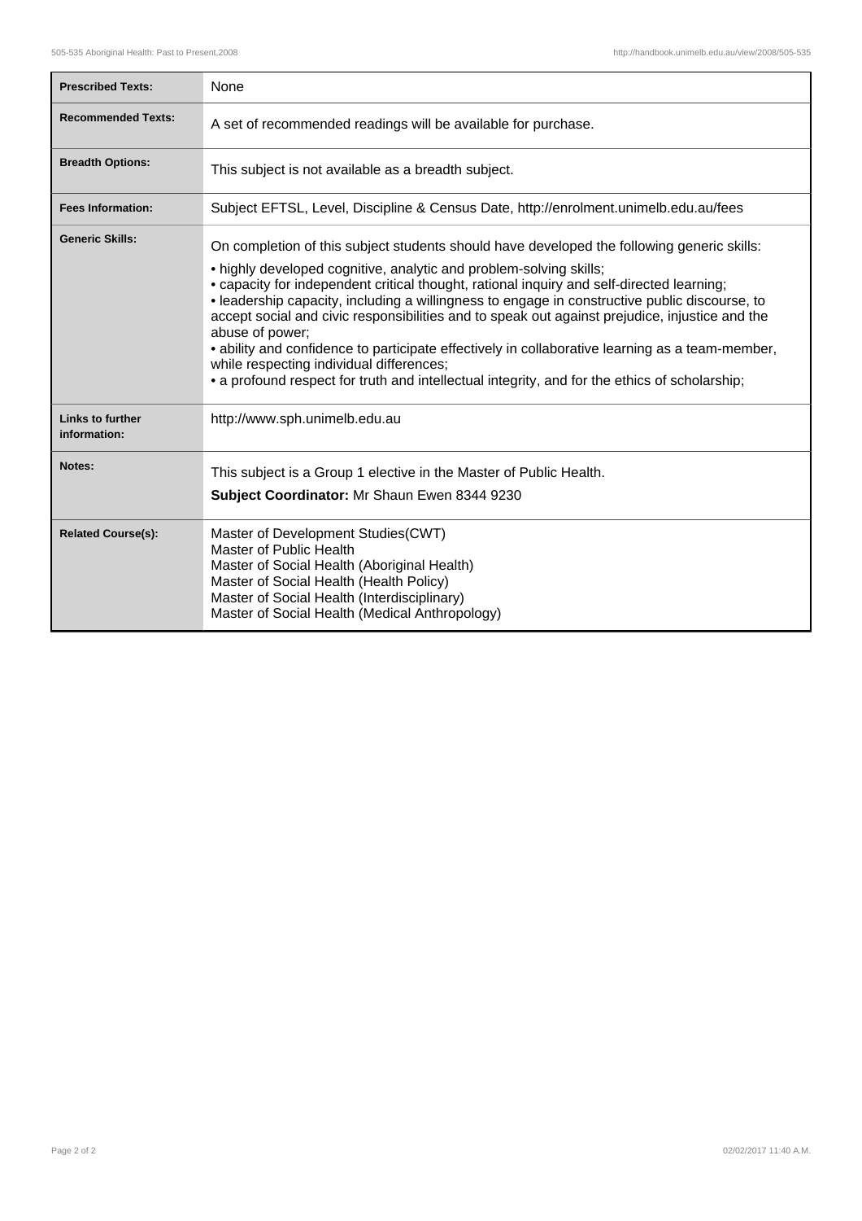| | |
|---|---|
| **Prescribed Texts:** | None |
| **Recommended Texts:** | A set of recommended readings will be available for purchase. |
| **Breadth Options:** | This subject is not available as a breadth subject. |
| **Fees Information:** | Subject EFTSL, Level, Discipline & Census Date, http://enrolment.unimelb.edu.au/fees |
| **Generic Skills:** | On completion of this subject students should have developed the following generic skills:<br>• highly developed cognitive, analytic and problem-solving skills;<br>• capacity for independent critical thought, rational inquiry and self-directed learning;<br>• leadership capacity, including a willingness to engage in constructive public discourse, to accept social and civic responsibilities and to speak out against prejudice, injustice and the abuse of power;<br>• ability and confidence to participate effectively in collaborative learning as a team-member, while respecting individual differences;<br>• a profound respect for truth and intellectual integrity, and for the ethics of scholarship; |
| **Links to further information:** | http://www.sph.unimelb.edu.au |
| **Notes:** | This subject is a Group 1 elective in the Master of Public Health.<br>**Subject Coordinator:** Mr Shaun Ewen 8344 9230 |
| **Related Course(s):** | Master of Development Studies(CWT)<br>Master of Public Health<br>Master of Social Health (Aboriginal Health)<br>Master of Social Health (Health Policy)<br>Master of Social Health (Interdisciplinary)<br>Master of Social Health (Medical Anthropology) |